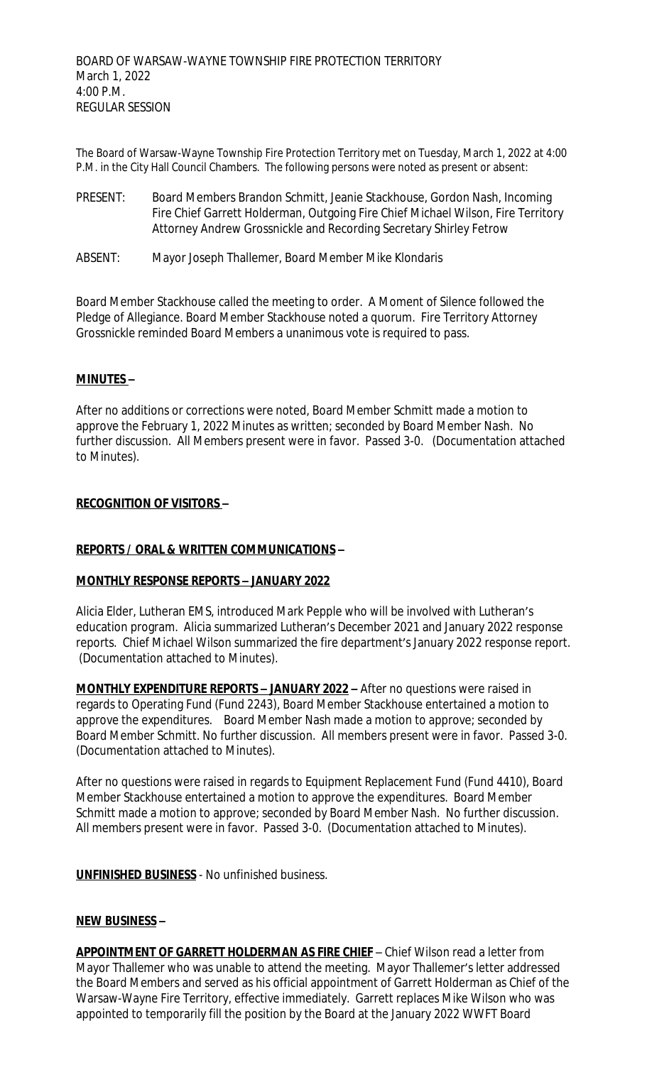BOARD OF WARSAW-WAYNE TOWNSHIP FIRE PROTECTION TERRITORY
March 1, 2022
4:00 P.M.
REGULAR SESSION

The Board of Warsaw-Wayne Township Fire Protection Territory met on Tuesday, March 1, 2022 at 4:00 P.M. in the City Hall Council Chambers. The following persons were noted as present or absent:

PRESENT: Board Members Brandon Schmitt, Jeanie Stackhouse, Gordon Nash, Incoming Fire Chief Garrett Holderman, Outgoing Fire Chief Michael Wilson, Fire Territory Attorney Andrew Grossnickle and Recording Secretary Shirley Fetrow

ABSENT: Mayor Joseph Thallemer, Board Member Mike Klondaris

Board Member Stackhouse called the meeting to order. A Moment of Silence followed the Pledge of Allegiance. Board Member Stackhouse noted a quorum. Fire Territory Attorney Grossnickle reminded Board Members a unanimous vote is required to pass.

**MINUTES –**

After no additions or corrections were noted, Board Member Schmitt made a motion to approve the February 1, 2022 Minutes as written; seconded by Board Member Nash. No further discussion. All Members present were in favor. Passed 3-0. (Documentation attached to Minutes).

**RECOGNITION OF VISITORS –**

**REPORTS / ORAL & WRITTEN COMMUNICATIONS –**

**MONTHLY RESPONSE REPORTS – JANUARY 2022**

Alicia Elder, Lutheran EMS, introduced Mark Pepple who will be involved with Lutheran's education program. Alicia summarized Lutheran's December 2021 and January 2022 response reports. Chief Michael Wilson summarized the fire department's January 2022 response report. (Documentation attached to Minutes).

**MONTHLY EXPENDITURE REPORTS – JANUARY 2022 –** After no questions were raised in regards to Operating Fund (Fund 2243), Board Member Stackhouse entertained a motion to approve the expenditures. Board Member Nash made a motion to approve; seconded by Board Member Schmitt. No further discussion. All members present were in favor. Passed 3-0. (Documentation attached to Minutes).

After no questions were raised in regards to Equipment Replacement Fund (Fund 4410), Board Member Stackhouse entertained a motion to approve the expenditures. Board Member Schmitt made a motion to approve; seconded by Board Member Nash. No further discussion. All members present were in favor. Passed 3-0. (Documentation attached to Minutes).

**UNFINISHED BUSINESS** - No unfinished business.

**NEW BUSINESS –**

**APPOINTMENT OF GARRETT HOLDERMAN AS FIRE CHIEF** – Chief Wilson read a letter from Mayor Thallemer who was unable to attend the meeting. Mayor Thallemer's letter addressed the Board Members and served as his official appointment of Garrett Holderman as Chief of the Warsaw-Wayne Fire Territory, effective immediately. Garrett replaces Mike Wilson who was appointed to temporarily fill the position by the Board at the January 2022 WWFT Board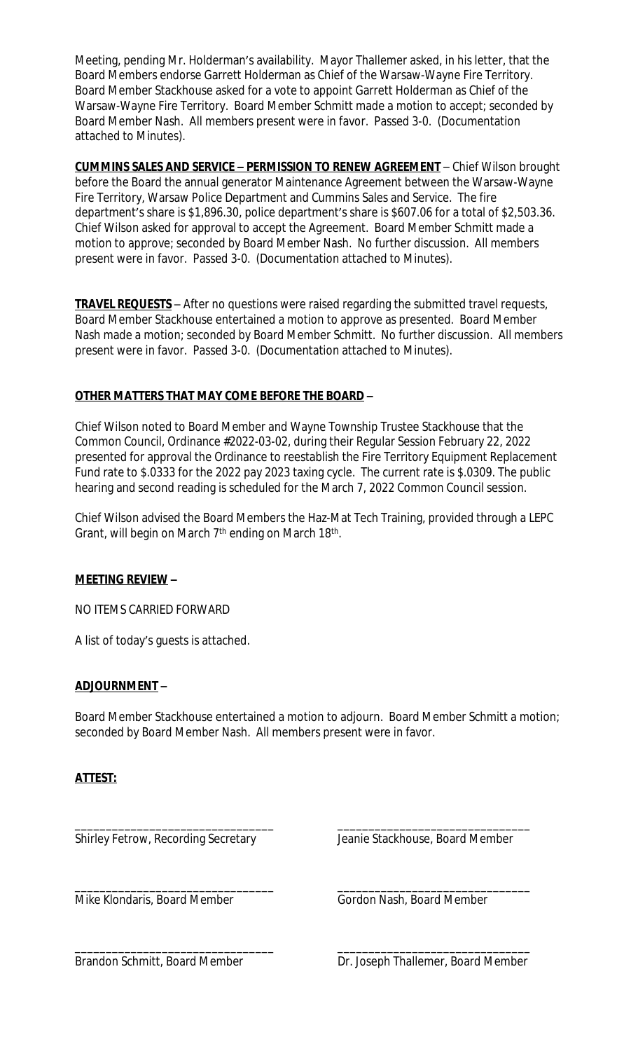Meeting, pending Mr. Holderman's availability. Mayor Thallemer asked, in his letter, that the Board Members endorse Garrett Holderman as Chief of the Warsaw-Wayne Fire Territory. Board Member Stackhouse asked for a vote to appoint Garrett Holderman as Chief of the Warsaw-Wayne Fire Territory. Board Member Schmitt made a motion to accept; seconded by Board Member Nash. All members present were in favor. Passed 3-0. (Documentation attached to Minutes).

**CUMMINS SALES AND SERVICE – PERMISSION TO RENEW AGREEMENT** – Chief Wilson brought before the Board the annual generator Maintenance Agreement between the Warsaw-Wayne Fire Territory, Warsaw Police Department and Cummins Sales and Service. The fire department's share is $1,896.30, police department's share is $607.06 for a total of $2,503.36. Chief Wilson asked for approval to accept the Agreement. Board Member Schmitt made a motion to approve; seconded by Board Member Nash. No further discussion. All members present were in favor. Passed 3-0. (Documentation attached to Minutes).

**TRAVEL REQUESTS** – After no questions were raised regarding the submitted travel requests, Board Member Stackhouse entertained a motion to approve as presented. Board Member Nash made a motion; seconded by Board Member Schmitt. No further discussion. All members present were in favor. Passed 3-0. (Documentation attached to Minutes).

**OTHER MATTERS THAT MAY COME BEFORE THE BOARD –**

Chief Wilson noted to Board Member and Wayne Township Trustee Stackhouse that the Common Council, Ordinance #2022-03-02, during their Regular Session February 22, 2022 presented for approval the Ordinance to reestablish the Fire Territory Equipment Replacement Fund rate to $.0333 for the 2022 pay 2023 taxing cycle. The current rate is $.0309. The public hearing and second reading is scheduled for the March 7, 2022 Common Council session.

Chief Wilson advised the Board Members the Haz-Mat Tech Training, provided through a LEPC Grant, will begin on March 7th ending on March 18th.

**MEETING REVIEW –**

NO ITEMS CARRIED FORWARD

A list of today's guests is attached.

**ADJOURNMENT –**

Board Member Stackhouse entertained a motion to adjourn. Board Member Schmitt a motion; seconded by Board Member Nash. All members present were in favor.

**ATTEST:**

| | |
|---|---|
| _______________________________ | _______________________________ |
| Shirley Fetrow, Recording Secretary | Jeanie Stackhouse, Board Member |
| _______________________________ | _______________________________ |
| Mike Klondaris, Board Member | Gordon Nash, Board Member |
| _______________________________ | _______________________________ |
| Brandon Schmitt, Board Member | Dr. Joseph Thallemer, Board Member |